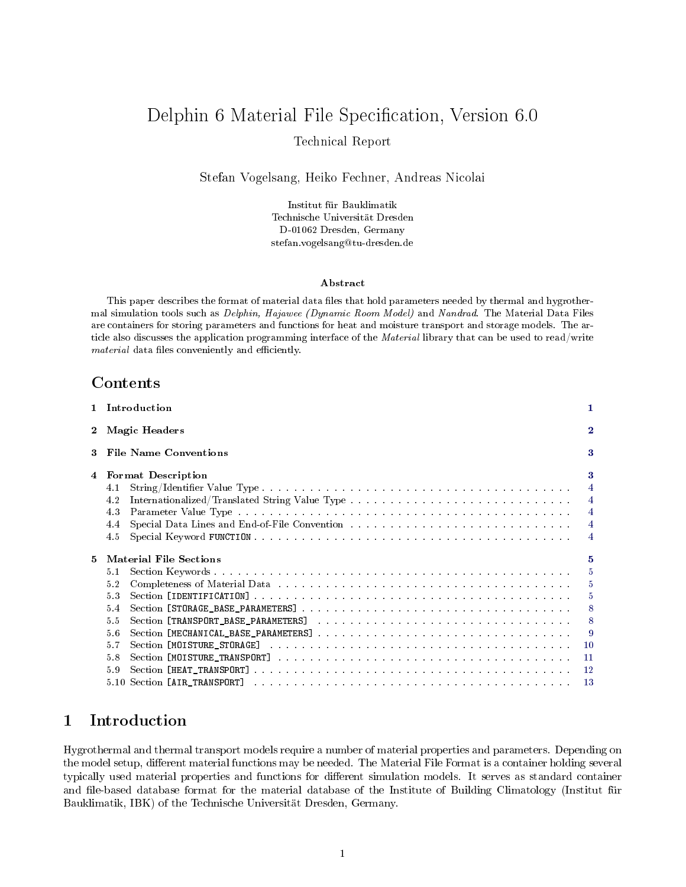# Delphin 6 Material File Specification, Version 6.0

Technical Report

Stefan Vogelsang, Heiko Fechner, Andreas Nicolai

Institut für Bauklimatik
Technische Universität Dresden
D-01062 Dresden, Germany
stefan.vogelsang@tu-dresden.de

**Abstract**

This paper describes the format of material data files that hold parameters needed by thermal and hygrothermal simulation tools such as *Delphin, Hajawee (Dynamic Room Model)* and *Nandrad*. The Material Data Files are containers for storing parameters and functions for heat and moisture transport and storage models. The article also discusses the application programming interface of the *Material* library that can be used to read/write *material* data files conveniently and efficiently.

## Contents

| | | |
|---|---|---|
| **1** | **Introduction** | **1** |
| **2** | **Magic Headers** | **2** |
| **3** | **File Name Conventions** | **3** |
| **4** | **Format Description** | **3** |
| 4.1 | String/Identifier Value Type | 4 |
| 4.2 | Internationalized/Translated String Value Type | 4 |
| 4.3 | Parameter Value Type | 4 |
| 4.4 | Special Data Lines and End-of-File Convention | 4 |
| 4.5 | Special Keyword `FUNCTION` | 4 |
| **5** | **Material File Sections** | **5** |
| 5.1 | Section Keywords | 5 |
| 5.2 | Completeness of Material Data | 5 |
| 5.3 | Section `[IDENTIFICATION]` | 5 |
| 5.4 | Section `[STORAGE_BASE_PARAMETERS]` | 8 |
| 5.5 | Section `[TRANSPORT_BASE_PARAMETERS]` | 8 |
| 5.6 | Section `[MECHANICAL_BASE_PARAMETERS]` | 9 |
| 5.7 | Section `[MOISTURE_STORAGE]` | 10 |
| 5.8 | Section `[MOISTURE_TRANSPORT]` | 11 |
| 5.9 | Section `[HEAT_TRANSPORT]` | 12 |
| 5.10 | Section `[AIR_TRANSPORT]` | 13 |

## 1 Introduction

Hygrothermal and thermal transport models require a number of material properties and parameters. Depending on the model setup, different material functions may be needed. The Material File Format is a container holding several typically used material properties and functions for different simulation models. It serves as standard container and file-based database format for the material database of the Institute of Building Climatology (Institut für Bauklimatik, IBK) of the Technische Universität Dresden, Germany.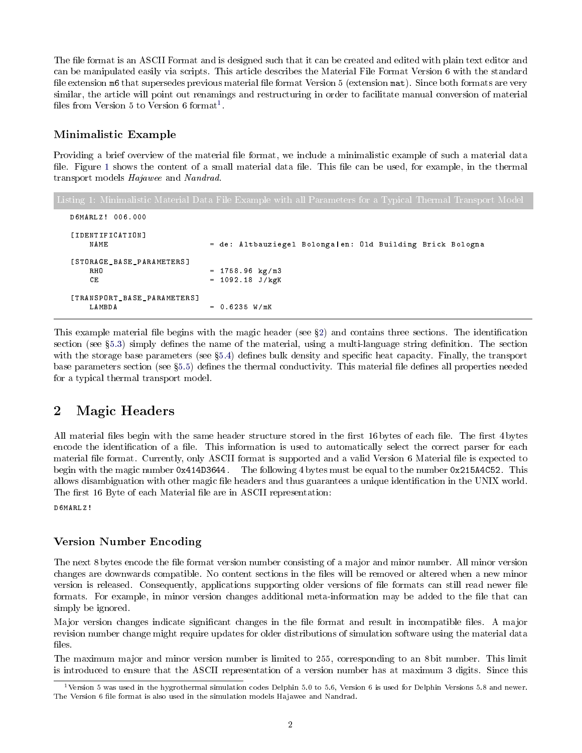The file format is an ASCII Format and is designed such that it can be created and edited with plain text editor and can be manipulated easily via scripts. This article describes the Material File Format Version 6 with the standard file extension `m6` that supersedes previous material file format Version 5 (extension `mat`). Since both formats are very similar, the article will point out renamings and restructuring in order to facilitate manual conversion of material files from Version 5 to Version 6 format[1].

### Minimalistic Example

Providing a brief overview of the material file format, we include a minimalistic example of such a material data file. Figure 1 shows the content of a small material data file. This file can be used, for example, in the thermal transport models *Hajawee* and *Nandrad*.

Listing 1: Minimalistic Material Data File Example with all Parameters for a Typical Thermal Transport Model

```
D6MARLZ! 006.000

[IDENTIFICATION]
    NAME                       = de: Altbauziegel Bolonga|en: Old Building Brick Bologna

[STORAGE_BASE_PARAMETERS]
    RHO                        = 1758.96 kg/m3
    CE                         = 1092.18 J/kgK

[TRANSPORT_BASE_PARAMETERS]
    LAMBDA                     = 0.6235 W/mK
```

This example material file begins with the magic header (see §2) and contains three sections. The identification section (see §5.3) simply defines the name of the material, using a multi-language string definition. The section with the storage base parameters (see §5.4) defines bulk density and specific heat capacity. Finally, the transport base parameters section (see §5.5) defines the thermal conductivity. This material file defines all properties needed for a typical thermal transport model.

## 2 Magic Headers

All material files begin with the same header structure stored in the first 16 bytes of each file. The first 4 bytes encode the identification of a file. This information is used to automatically select the correct parser for each material file format. Currently, only ASCII format is supported and a valid Version 6 Material file is expected to begin with the magic number `0x414D3644`. The following 4 bytes must be equal to the number `0x215A4C52`. This allows disambiguation with other magic file headers and thus guarantees a unique identification in the UNIX world. The first 16 Byte of each Material file are in ASCII representation:

```
D6MARLZ!
```

### Version Number Encoding

The next 8 bytes encode the file format version number consisting of a major and minor number. All minor version changes are downwards compatible. No content sections in the files will be removed or altered when a new minor version is released. Consequently, applications supporting older versions of file formats can still read newer file formats. For example, in minor version changes additional meta-information may be added to the file that can simply be ignored.

Major version changes indicate significant changes in the file format and result in incompatible files. A major revision number change might require updates for older distributions of simulation software using the material data files.

The maximum major and minor version number is limited to 255, corresponding to an 8 bit number. This limit is introduced to ensure that the ASCII representation of a version number has at maximum 3 digits. Since this

[1] Version 5 was used in the hygrothermal simulation codes Delphin 5.0 to 5.6, Version 6 is used for Delphin Versions 5.8 and newer. The Version 6 file format is also used in the simulation models Hajawee and Nandrad.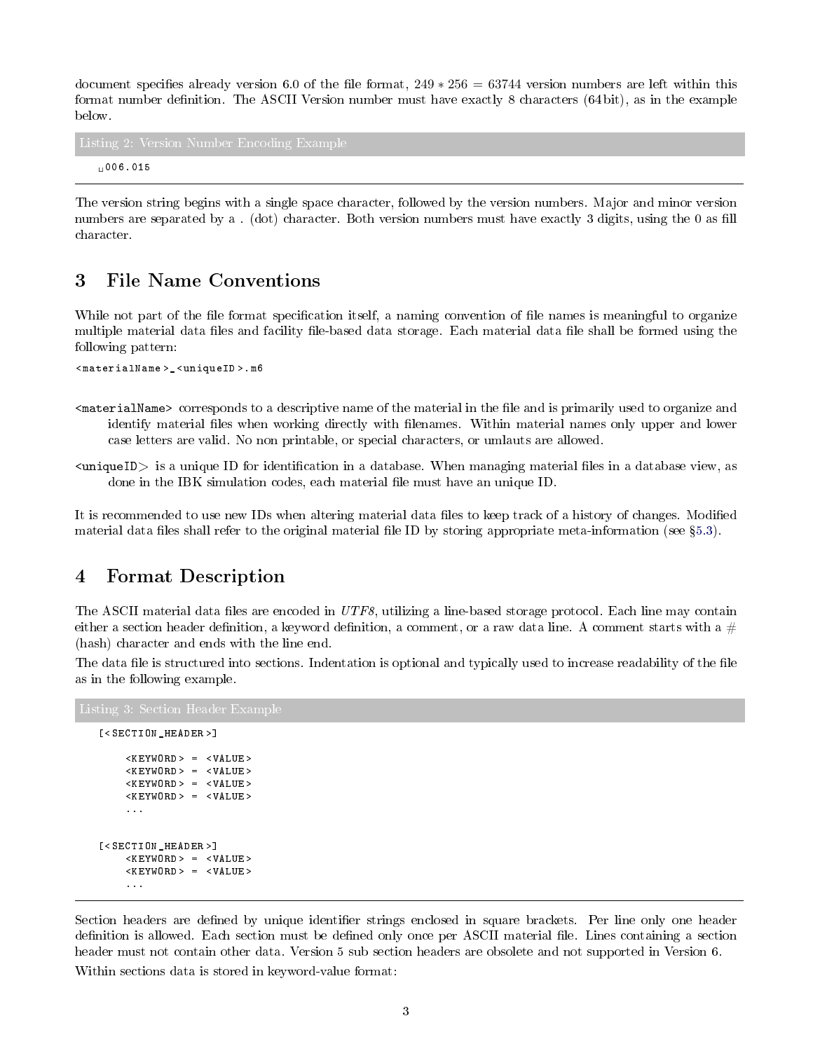document specifies already version 6.0 of the file format, $249 * 256 = 63744$ version numbers are left within this format number definition. The ASCII Version number must have exactly 8 characters (64 bit), as in the example below.

Listing 2: Version Number Encoding Example

```
␣006.015
```

The version string begins with a single space character, followed by the version numbers. Major and minor version numbers are separated by a . (dot) character. Both version numbers must have exactly 3 digits, using the 0 as fill character.

## 3 File Name Conventions

While not part of the file format specification itself, a naming convention of file names is meaningful to organize multiple material data files and facility file-based data storage. Each material data file shall be formed using the following pattern:

```
<materialName>_<uniqueID>.m6
```

`<materialName>` corresponds to a descriptive name of the material in the file and is primarily used to organize and identify material files when working directly with filenames. Within material names only upper and lower case letters are valid. No non printable, or special characters, or umlauts are allowed.

`<uniqueID>` is a unique ID for identification in a database. When managing material files in a database view, as done in the IBK simulation codes, each material file must have an unique ID.

It is recommended to use new IDs when altering material data files to keep track of a history of changes. Modified material data files shall refer to the original material file ID by storing appropriate meta-information (see §5.3).

## 4 Format Description

The ASCII material data files are encoded in *UTF8*, utilizing a line-based storage protocol. Each line may contain either a section header definition, a keyword definition, a comment, or a raw data line. A comment starts with a # (hash) character and ends with the line end.

The data file is structured into sections. Indentation is optional and typically used to increase readability of the file as in the following example.

Listing 3: Section Header Example

```
[<SECTION_HEADER>]

    <KEYWORD> = <VALUE>
    <KEYWORD> = <VALUE>
    <KEYWORD> = <VALUE>
    <KEYWORD> = <VALUE>
    ...


[<SECTION_HEADER>]
    <KEYWORD> = <VALUE>
    <KEYWORD> = <VALUE>
    ...
```

Section headers are defined by unique identifier strings enclosed in square brackets. Per line only one header definition is allowed. Each section must be defined only once per ASCII material file. Lines containing a section header must not contain other data. Version 5 sub section headers are obsolete and not supported in Version 6.

Within sections data is stored in keyword-value format: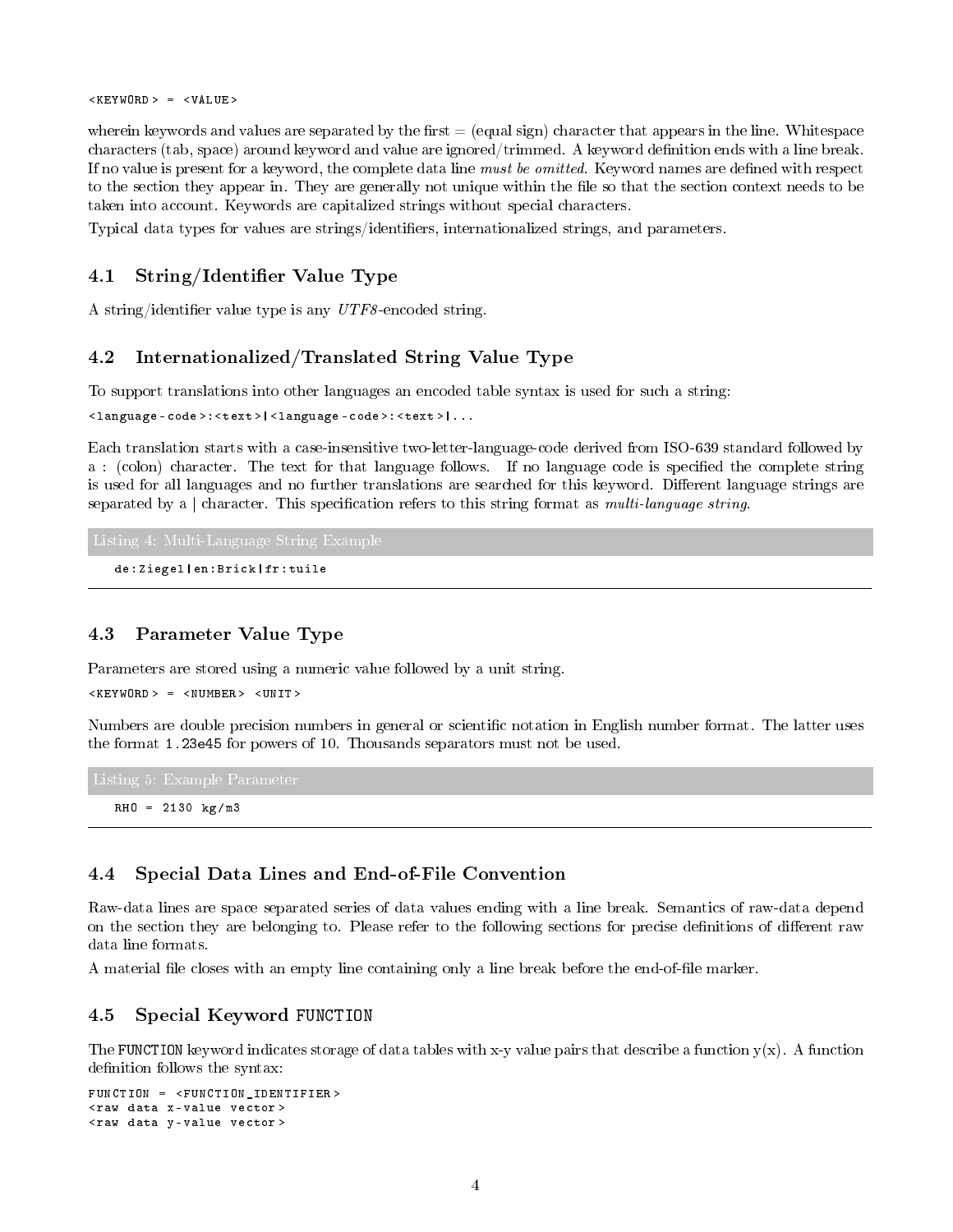```
<KEYWORD> = <VALUE>
```

wherein keywords and values are separated by the first = (equal sign) character that appears in the line. Whitespace characters (tab, space) around keyword and value are ignored/trimmed. A keyword definition ends with a line break. If no value is present for a keyword, the complete data line *must be omitted*. Keyword names are defined with respect to the section they appear in. They are generally not unique within the file so that the section context needs to be taken into account. Keywords are capitalized strings without special characters.

Typical data types for values are strings/identifiers, internationalized strings, and parameters.

## 4.1 String/Identifier Value Type

A string/identifier value type is any *UTF8*-encoded string.

## 4.2 Internationalized/Translated String Value Type

To support translations into other languages an encoded table syntax is used for such a string:

```
<language-code>:<text>|<language-code>:<text>|...
```

Each translation starts with a case-insensitive two-letter-language-code derived from ISO-639 standard followed by a : (colon) character. The text for that language follows. If no language code is specified the complete string is used for all languages and no further translations are searched for this keyword. Different language strings are separated by a | character. This specification refers to this string format as *multi-language string*.

Listing 4: Multi-Language String Example

```
de:Ziegel|en:Brick|fr:tuile
```

## 4.3 Parameter Value Type

Parameters are stored using a numeric value followed by a unit string.

```
<KEYWORD> = <NUMBER> <UNIT>
```

Numbers are double precision numbers in general or scientific notation in English number format. The latter uses the format `1.23e45` for powers of 10. Thousands separators must not be used.

Listing 5: Example Parameter

```
RHO = 2130 kg/m3
```

## 4.4 Special Data Lines and End-of-File Convention

Raw-data lines are space separated series of data values ending with a line break. Semantics of raw-data depend on the section they are belonging to. Please refer to the following sections for precise definitions of different raw data line formats.

A material file closes with an empty line containing only a line break before the end-of-file marker.

## 4.5 Special Keyword FUNCTION

The FUNCTION keyword indicates storage of data tables with x-y value pairs that describe a function y(x). A function definition follows the syntax:

```
FUNCTION = <FUNCTION_IDENTIFIER>
<raw data x-value vector>
<raw data y-value vector>
```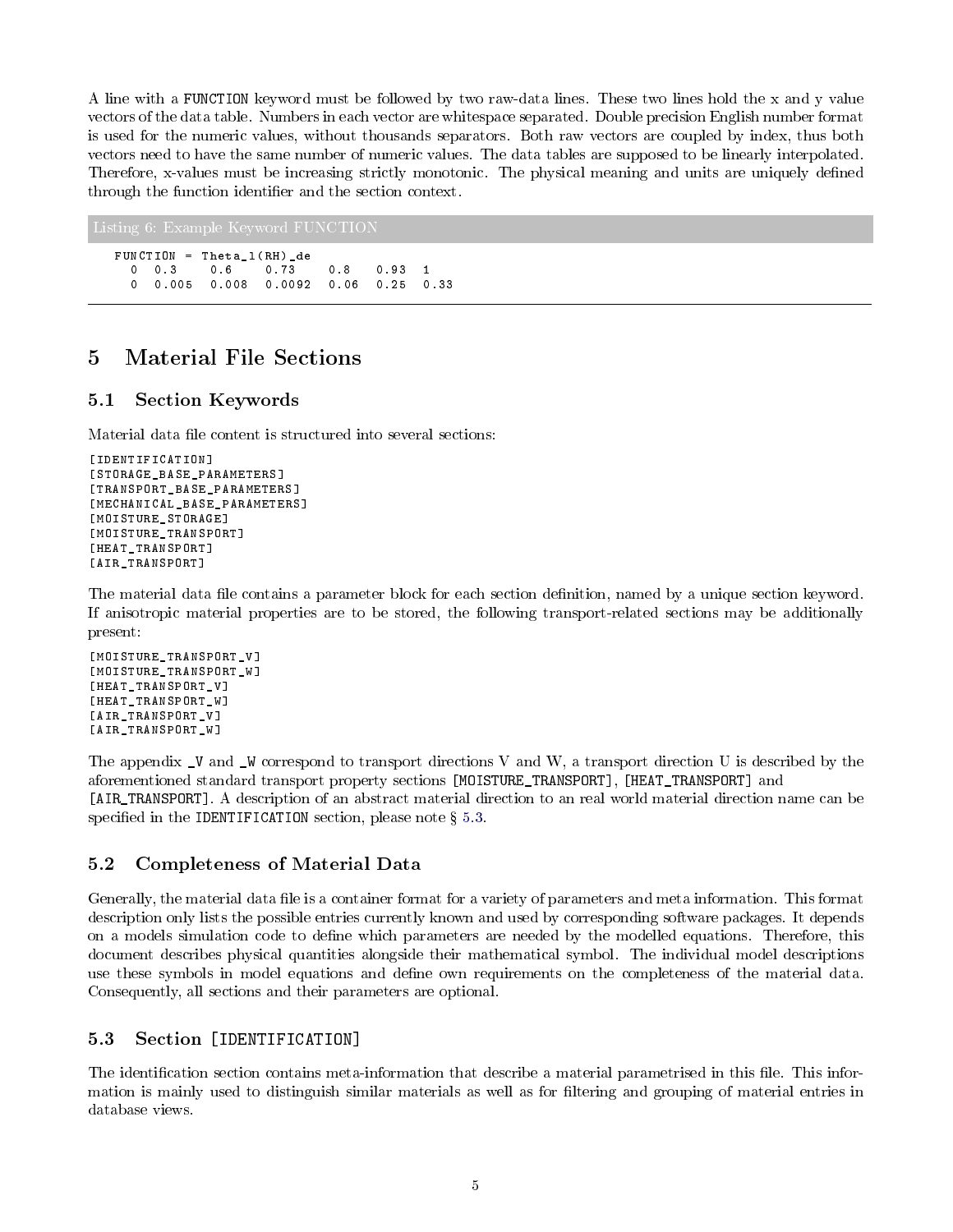A line with a FUNCTION keyword must be followed by two raw-data lines. These two lines hold the x and y value vectors of the data table. Numbers in each vector are whitespace separated. Double precision English number format is used for the numeric values, without thousands separators. Both raw vectors are coupled by index, thus both vectors need to have the same number of numeric values. The data tables are supposed to be linearly interpolated. Therefore, x-values must be increasing strictly monotonic. The physical meaning and units are uniquely defined through the function identifier and the section context.

Listing 6: Example Keyword FUNCTION

```
FUNCTION = Theta_l(RH)_de
  0  0.3    0.6    0.73    0.8   0.93  1
  0  0.005  0.008  0.0092  0.06  0.25  0.33
```

# 5 Material File Sections

## 5.1 Section Keywords

Material data file content is structured into several sections:

```
[IDENTIFICATION]
[STORAGE_BASE_PARAMETERS]
[TRANSPORT_BASE_PARAMETERS]
[MECHANICAL_BASE_PARAMETERS]
[MOISTURE_STORAGE]
[MOISTURE_TRANSPORT]
[HEAT_TRANSPORT]
[AIR_TRANSPORT]
```

The material data file contains a parameter block for each section definition, named by a unique section keyword. If anisotropic material properties are to be stored, the following transport-related sections may be additionally present:

```
[MOISTURE_TRANSPORT_V]
[MOISTURE_TRANSPORT_W]
[HEAT_TRANSPORT_V]
[HEAT_TRANSPORT_W]
[AIR_TRANSPORT_V]
[AIR_TRANSPORT_W]
```

The appendix _V and _W correspond to transport directions V and W, a transport direction U is described by the aforementioned standard transport property sections [MOISTURE_TRANSPORT], [HEAT_TRANSPORT] and [AIR_TRANSPORT]. A description of an abstract material direction to an real world material direction name can be specified in the IDENTIFICATION section, please note § 5.3.

## 5.2 Completeness of Material Data

Generally, the material data file is a container format for a variety of parameters and meta information. This format description only lists the possible entries currently known and used by corresponding software packages. It depends on a models simulation code to define which parameters are needed by the modelled equations. Therefore, this document describes physical quantities alongside their mathematical symbol. The individual model descriptions use these symbols in model equations and define own requirements on the completeness of the material data. Consequently, all sections and their parameters are optional.

## 5.3 Section [IDENTIFICATION]

The identification section contains meta-information that describe a material parametrised in this file. This information is mainly used to distinguish similar materials as well as for filtering and grouping of material entries in database views.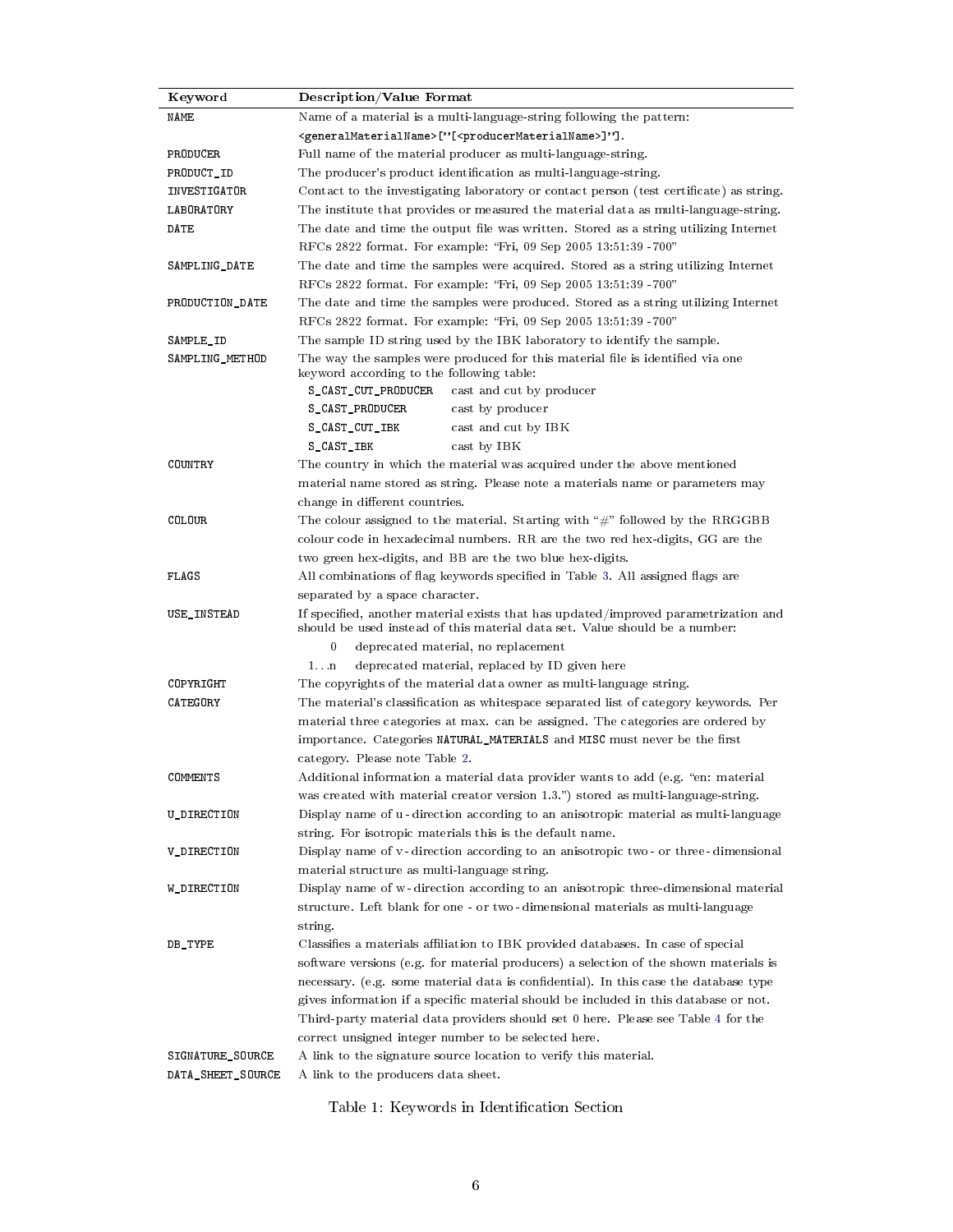| Keyword | Description/Value Format |
| --- | --- |
| `NAME` | Name of a material is a multi-language-string following the pattern: `<generalMaterialName>["[<producerMaterialName>]"]`. |
| `PRODUCER` | Full name of the material producer as multi-language-string. |
| `PRODUCT_ID` | The producer's product identification as multi-language-string. |
| `INVESTIGATOR` | Contact to the investigating laboratory or contact person (test certificate) as string. |
| `LABORATORY` | The institute that provides or measured the material data as multi-language-string. |
| `DATE` | The date and time the output file was written. Stored as a string utilizing Internet RFCs 2822 format. For example: "Fri, 09 Sep 2005 13:51:39 -700" |
| `SAMPLING_DATE` | The date and time the samples were acquired. Stored as a string utilizing Internet RFCs 2822 format. For example: "Fri, 09 Sep 2005 13:51:39 -700" |
| `PRODUCTION_DATE` | The date and time the samples were produced. Stored as a string utilizing Internet RFCs 2822 format. For example: "Fri, 09 Sep 2005 13:51:39 -700" |
| `SAMPLE_ID` | The sample ID string used by the IBK laboratory to identify the sample. |
| `SAMPLING_METHOD` | The way the samples were produced for this material file is identified via one keyword according to the following table:<br>`S_CAST_CUT_PRODUCER` cast and cut by producer<br>`S_CAST_PRODUCER` cast by producer<br>`S_CAST_CUT_IBK` cast and cut by IBK<br>`S_CAST_IBK` cast by IBK |
| `COUNTRY` | The country in which the material was acquired under the above mentioned material name stored as string. Please note a materials name or parameters may change in different countries. |
| `COLOUR` | The colour assigned to the material. Starting with "#" followed by the RRGGBB colour code in hexadecimal numbers. RR are the two red hex-digits, GG are the two green hex-digits, and BB are the two blue hex-digits. |
| `FLAGS` | All combinations of flag keywords specified in Table 3. All assigned flags are separated by a space character. |
| `USE_INSTEAD` | If specified, another material exists that has updated/improved parametrization and should be used instead of this material data set. Value should be a number:<br>0 deprecated material, no replacement<br>1...n deprecated material, replaced by ID given here |
| `COPYRIGHT` | The copyrights of the material data owner as multi-language string. |
| `CATEGORY` | The material's classification as whitespace separated list of category keywords. Per material three categories at max. can be assigned. The categories are ordered by importance. Categories `NATURAL_MATERIALS` and `MISC` must never be the first category. Please note Table 2. |
| `COMMENTS` | Additional information a material data provider wants to add (e.g. "en: material was created with material creator version 1.3.") stored as multi-language-string. |
| `U_DIRECTION` | Display name of u - direction according to an anisotropic material as multi-language string. For isotropic materials this is the default name. |
| `V_DIRECTION` | Display name of v - direction according to an anisotropic two - or three - dimensional material structure as multi-language string. |
| `W_DIRECTION` | Display name of w - direction according to an anisotropic three-dimensional material structure. Left blank for one - or two - dimensional materials as multi-language string. |
| `DB_TYPE` | Classifies a materials affiliation to IBK provided databases. In case of special software versions (e.g. for material producers) a selection of the shown materials is necessary. (e.g. some material data is confidential). In this case the database type gives information if a specific material should be included in this database or not. Third-party material data providers should set 0 here. Please see Table 4 for the correct unsigned integer number to be selected here. |
| `SIGNATURE_SOURCE` | A link to the signature source location to verify this material. |
| `DATA_SHEET_SOURCE` | A link to the producers data sheet. |

Table 1: Keywords in Identification Section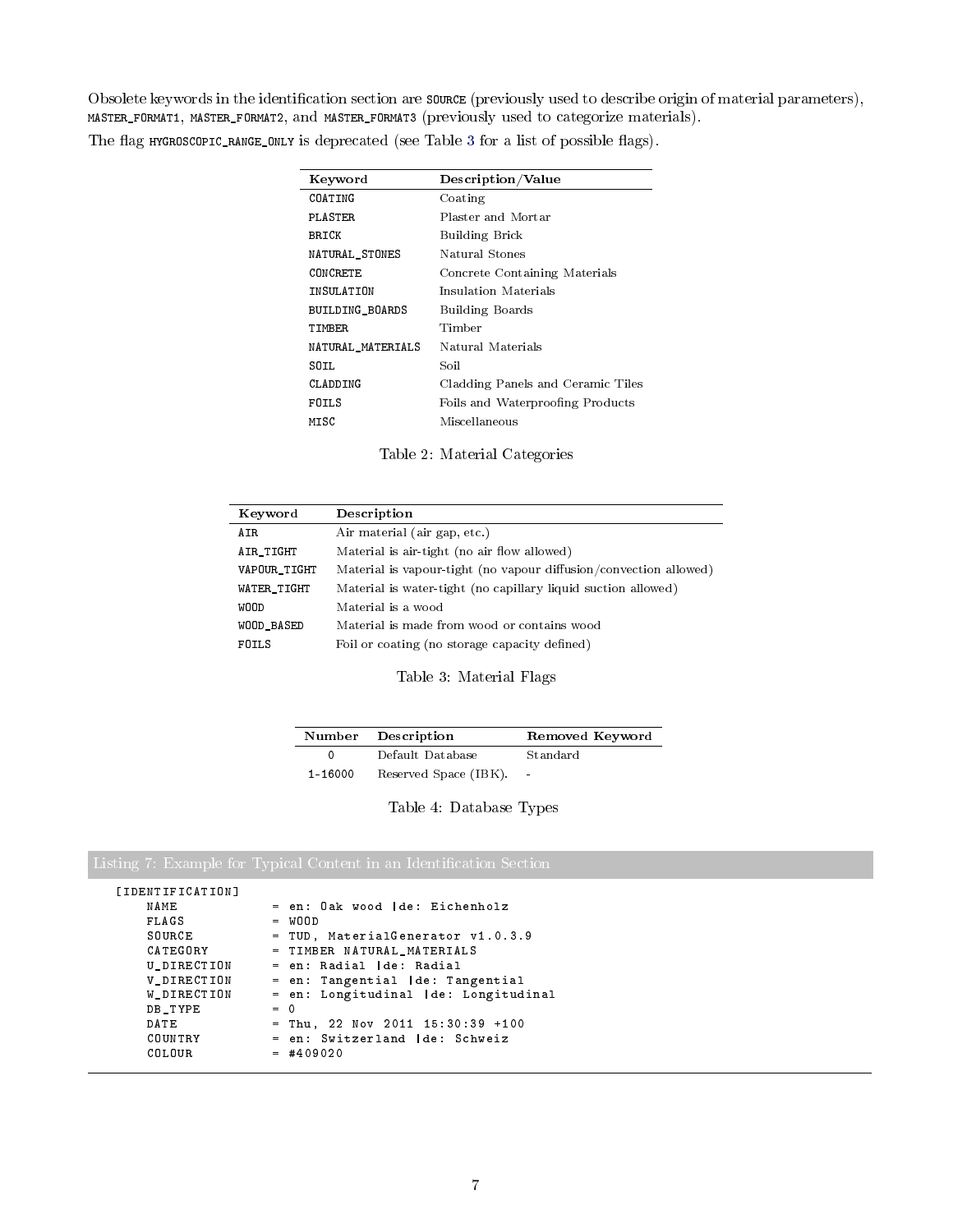Obsolete keywords in the identification section are `SOURCE` (previously used to describe origin of material parameters), `MASTER_FORMAT1`, `MASTER_FORMAT2`, and `MASTER_FORMAT3` (previously used to categorize materials).

The flag `HYGROSCOPIC_RANGE_ONLY` is deprecated (see Table 3 for a list of possible flags).

| Keyword | Description/Value |
|---|---|
| `COATING` | Coating |
| `PLASTER` | Plaster and Mortar |
| `BRICK` | Building Brick |
| `NATURAL_STONES` | Natural Stones |
| `CONCRETE` | Concrete Containing Materials |
| `INSULATION` | Insulation Materials |
| `BUILDING_BOARDS` | Building Boards |
| `TIMBER` | Timber |
| `NATURAL_MATERIALS` | Natural Materials |
| `SOIL` | Soil |
| `CLADDING` | Cladding Panels and Ceramic Tiles |
| `FOILS` | Foils and Waterproofing Products |
| `MISC` | Miscellaneous |

Table 2: Material Categories

| Keyword | Description |
|---|---|
| `AIR` | Air material (air gap, etc.) |
| `AIR_TIGHT` | Material is air-tight (no air flow allowed) |
| `VAPOUR_TIGHT` | Material is vapour-tight (no vapour diffusion/convection allowed) |
| `WATER_TIGHT` | Material is water-tight (no capillary liquid suction allowed) |
| `WOOD` | Material is a wood |
| `WOOD_BASED` | Material is made from wood or contains wood |
| `FOILS` | Foil or coating (no storage capacity defined) |

Table 3: Material Flags

| Number | Description | Removed Keyword |
|---|---|---|
| 0 | Default Database | Standard |
| 1-16000 | Reserved Space (IBK). | - |

Table 4: Database Types

Listing 7: Example for Typical Content in an Identification Section

```
[IDENTIFICATION]
    NAME            = en: Oak wood |de: Eichenholz
    FLAGS           = WOOD
    SOURCE          = TUD, MaterialGenerator v1.0.3.9
    CATEGORY        = TIMBER NATURAL_MATERIALS
    U_DIRECTION     = en: Radial |de: Radial
    V_DIRECTION     = en: Tangential |de: Tangential
    W_DIRECTION     = en: Longitudinal |de: Longitudinal
    DB_TYPE         = 0
    DATE            = Thu, 22 Nov 2011 15:30:39 +100
    COUNTRY         = en: Switzerland |de: Schweiz
    COLOUR          = #409020
```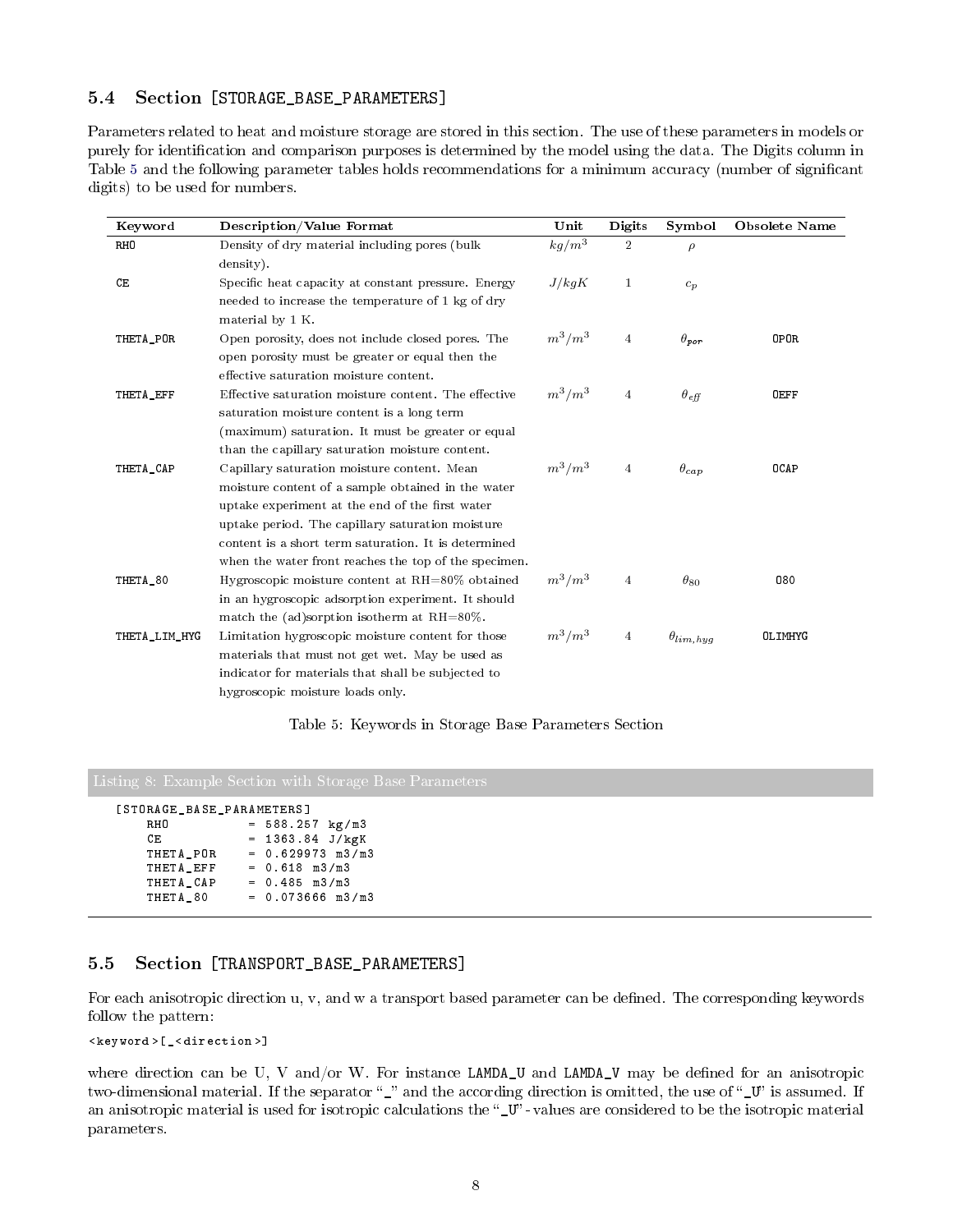## 5.4 Section [STORAGE_BASE_PARAMETERS]

Parameters related to heat and moisture storage are stored in this section. The use of these parameters in models or purely for identification and comparison purposes is determined by the model using the data. The Digits column in Table 5 and the following parameter tables holds recommendations for a minimum accuracy (number of significant digits) to be used for numbers.

| Keyword | Description/Value Format | Unit | Digits | Symbol | Obsolete Name |
|---|---|---|---|---|---|
| RHO | Density of dry material including pores (bulk density). | $kg/m^3$ | 2 | $\rho$ | |
| CE | Specific heat capacity at constant pressure. Energy needed to increase the temperature of 1 kg of dry material by 1 K. | $J/kgK$ | 1 | $c_p$ | |
| THETA_POR | Open porosity, does not include closed pores. The open porosity must be greater or equal then the effective saturation moisture content. | $m^3/m^3$ | 4 | $\theta_{por}$ | OPOR |
| THETA_EFF | Effective saturation moisture content. The effective saturation moisture content is a long term (maximum) saturation. It must be greater or equal than the capillary saturation moisture content. | $m^3/m^3$ | 4 | $\theta_{eff}$ | OEFF |
| THETA_CAP | Capillary saturation moisture content. Mean moisture content of a sample obtained in the water uptake experiment at the end of the first water uptake period. The capillary saturation moisture content is a short term saturation. It is determined when the water front reaches the top of the specimen. | $m^3/m^3$ | 4 | $\theta_{cap}$ | OCAP |
| THETA_80 | Hygroscopic moisture content at RH=80% obtained in an hygroscopic adsorption experiment. It should match the (ad)sorption isotherm at RH=80%. | $m^3/m^3$ | 4 | $\theta_{80}$ | O80 |
| THETA_LIM_HYG | Limitation hygroscopic moisture content for those materials that must not get wet. May be used as indicator for materials that shall be subjected to hygroscopic moisture loads only. | $m^3/m^3$ | 4 | $\theta_{lim,hyg}$ | OLIMHYG |

Table 5: Keywords in Storage Base Parameters Section

Listing 8: Example Section with Storage Base Parameters

```
[STORAGE_BASE_PARAMETERS]
    RHO          = 588.257 kg/m3
    CE           = 1363.84 J/kgK
    THETA_POR    = 0.629973 m3/m3
    THETA_EFF    = 0.618 m3/m3
    THETA_CAP    = 0.485 m3/m3
    THETA_80     = 0.073666 m3/m3
```

## 5.5 Section [TRANSPORT_BASE_PARAMETERS]

For each anisotropic direction u, v, and w a transport based parameter can be defined. The corresponding keywords follow the pattern:

```
<keyword>[_<direction>]
```

where direction can be U, V and/or W. For instance LAMDA_U and LAMDA_V may be defined for an anisotropic two-dimensional material. If the separator "_" and the according direction is omitted, the use of "_U" is assumed. If an anisotropic material is used for isotropic calculations the "_U"-values are considered to be the isotropic material parameters.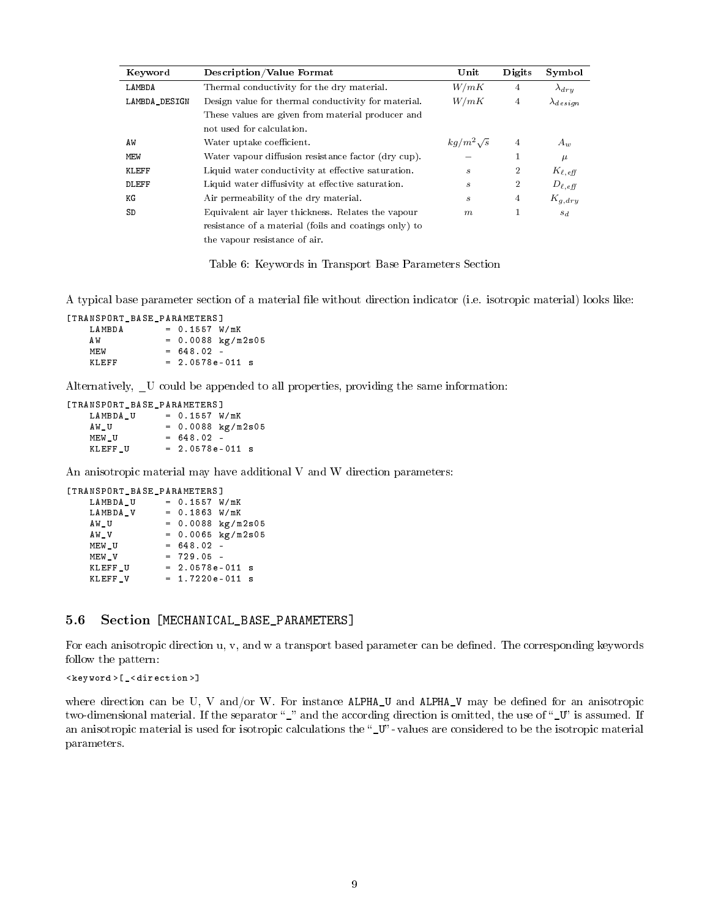| Keyword | Description/Value Format | Unit | Digits | Symbol |
|---|---|---|---|---|
| LAMBDA | Thermal conductivity for the dry material. | $W/mK$ | 4 | $\lambda_{dry}$ |
| LAMBDA_DESIGN | Design value for thermal conductivity for material. These values are given from material producer and not used for calculation. | $W/mK$ | 4 | $\lambda_{design}$ |
| AW | Water uptake coefficient. | $kg/m^2\sqrt{s}$ | 4 | $A_w$ |
| MEW | Water vapour diffusion resistance factor (dry cup). | $-$ | 1 | $\mu$ |
| KLEFF | Liquid water conductivity at effective saturation. | $s$ | 2 | $K_{\ell,eff}$ |
| DLEFF | Liquid water diffusivity at effective saturation. | $s$ | 2 | $D_{\ell,eff}$ |
| KG | Air permeability of the dry material. | $s$ | 4 | $K_{g,dry}$ |
| SD | Equivalent air layer thickness. Relates the vapour resistance of a material (foils and coatings only) to the vapour resistance of air. | $m$ | 1 | $s_d$ |

Table 6: Keywords in Transport Base Parameters Section

A typical base parameter section of a material file without direction indicator (i.e. isotropic material) looks like:

```
[TRANSPORT_BASE_PARAMETERS]
    LAMBDA        = 0.1557 W/mK
    AW            = 0.0088 kg/m2s05
    MEW           = 648.02 -
    KLEFF         = 2.0578e-011 s
```

Alternatively, _U could be appended to all properties, providing the same information:

```
[TRANSPORT_BASE_PARAMETERS]
    LAMBDA_U      = 0.1557 W/mK
    AW_U          = 0.0088 kg/m2s05
    MEW_U         = 648.02 -
    KLEFF_U       = 2.0578e-011 s
```

An anisotropic material may have additional V and W direction parameters:

```
[TRANSPORT_BASE_PARAMETERS]
    LAMBDA_U      = 0.1557 W/mK
    LAMBDA_V      = 0.1863 W/mK
    AW_U          = 0.0088 kg/m2s05
    AW_V          = 0.0065 kg/m2s05
    MEW_U         = 648.02 -
    MEW_V         = 729.05 -
    KLEFF_U       = 2.0578e-011 s
    KLEFF_V       = 1.7220e-011 s
```

### 5.6 Section [MECHANICAL_BASE_PARAMETERS]

For each anisotropic direction u, v, and w a transport based parameter can be defined. The corresponding keywords follow the pattern:

```
<keyword>[_<direction>]
```

where direction can be U, V and/or W. For instance ALPHA_U and ALPHA_V may be defined for an anisotropic two-dimensional material. If the separator "_" and the according direction is omitted, the use of "_U" is assumed. If an anisotropic material is used for isotropic calculations the "_U"-values are considered to be the isotropic material parameters.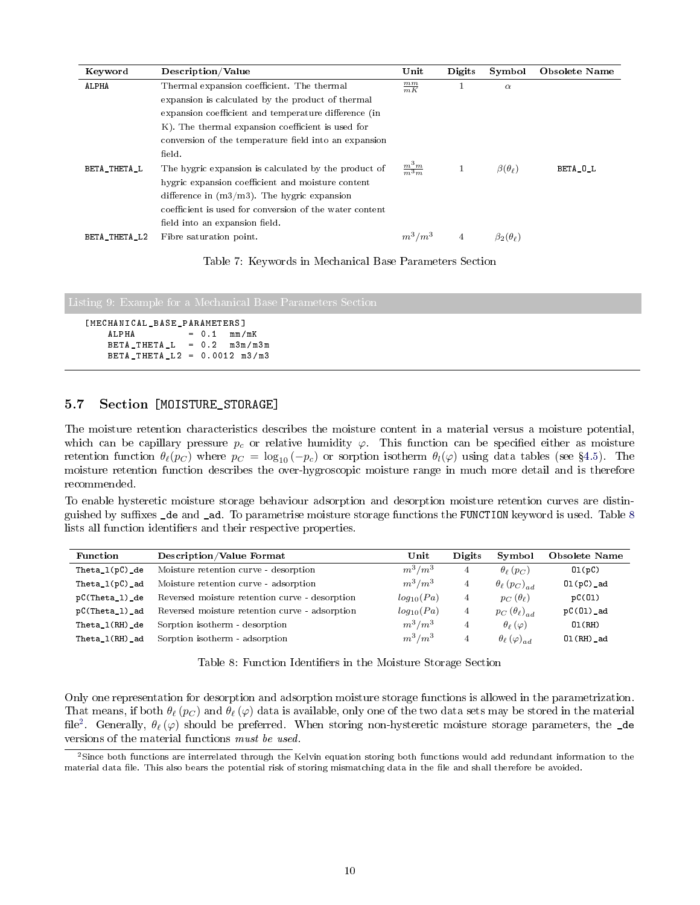| Keyword | Description/Value | Unit | Digits | Symbol | Obsolete Name |
|---|---|---|---|---|---|
| ALPHA | Thermal expansion coefficient. The thermal expansion is calculated by the product of thermal expansion coefficient and temperature difference (in K). The thermal expansion coefficient is used for conversion of the temperature field into an expansion field. | $\frac{mm}{mK}$ | 1 | $\alpha$ | |
| BETA_THETA_L | The hygric expansion is calculated by the product of hygric expansion coefficient and moisture content difference in (m3/m3). The hygric expansion coefficient is used for conversion of the water content field into an expansion field. | $\frac{m^3 m}{m^3 m}$ | 1 | $\beta(\theta_\ell)$ | BETA_O_L |
| BETA_THETA_L2 | Fibre saturation point. | $m^3/m^3$ | 4 | $\beta_2(\theta_\ell)$ | |

Table 7: Keywords in Mechanical Base Parameters Section

Listing 9: Example for a Mechanical Base Parameters Section

```
[MECHANICAL_BASE_PARAMETERS]
    ALPHA          = 0.1   mm/mK
    BETA_THETA_L   = 0.2   m3m/m3m
    BETA_THETA_L2 = 0.0012 m3/m3
```

## 5.7 Section [MOISTURE_STORAGE]

The moisture retention characteristics describes the moisture content in a material versus a moisture potential, which can be capillary pressure $p_c$ or relative humidity $\varphi$. This function can be specified either as moisture retention function $\theta_\ell(p_C)$ where $p_C = \log_{10}(-p_c)$ or sorption isotherm $\theta_l(\varphi)$ using data tables (see §4.5). The moisture retention function describes the over-hygroscopic moisture range in much more detail and is therefore recommended.

To enable hysteretic moisture storage behaviour adsorption and desorption moisture retention curves are distinguished by suffixes _de and _ad. To parametrise moisture storage functions the FUNCTION keyword is used. Table 8 lists all function identifiers and their respective properties.

| Function | Description/Value Format | Unit | Digits | Symbol | Obsolete Name |
|---|---|---|---|---|---|
| Theta_l(pC)_de | Moisture retention curve - desorption | $m^3/m^3$ | 4 | $\theta_\ell(p_C)$ | Ol(pC) |
| Theta_l(pC)_ad | Moisture retention curve - adsorption | $m^3/m^3$ | 4 | $\theta_\ell(p_C)_{ad}$ | Ol(pC)_ad |
| pC(Theta_l)_de | Reversed moisture retention curve - desorption | $log_{10}(Pa)$ | 4 | $p_C(\theta_\ell)$ | pC(Ol) |
| pC(Theta_l)_ad | Reversed moisture retention curve - adsorption | $log_{10}(Pa)$ | 4 | $p_C(\theta_\ell)_{ad}$ | pC(Ol)_ad |
| Theta_l(RH)_de | Sorption isotherm - desorption | $m^3/m^3$ | 4 | $\theta_\ell(\varphi)$ | Ol(RH) |
| Theta_l(RH)_ad | Sorption isotherm - adsorption | $m^3/m^3$ | 4 | $\theta_\ell(\varphi)_{ad}$ | Ol(RH)_ad |

Table 8: Function Identifiers in the Moisture Storage Section

Only one representation for desorption and adsorption moisture storage functions is allowed in the parametrization. That means, if both $\theta_\ell(p_C)$ and $\theta_\ell(\varphi)$ data is available, only one of the two data sets may be stored in the material file[2]. Generally, $\theta_\ell(\varphi)$ should be preferred. When storing non-hysteretic moisture storage parameters, the _de versions of the material functions *must be used*.

[2] Since both functions are interrelated through the Kelvin equation storing both functions would add redundant information to the material data file. This also bears the potential risk of storing mismatching data in the file and shall therefore be avoided.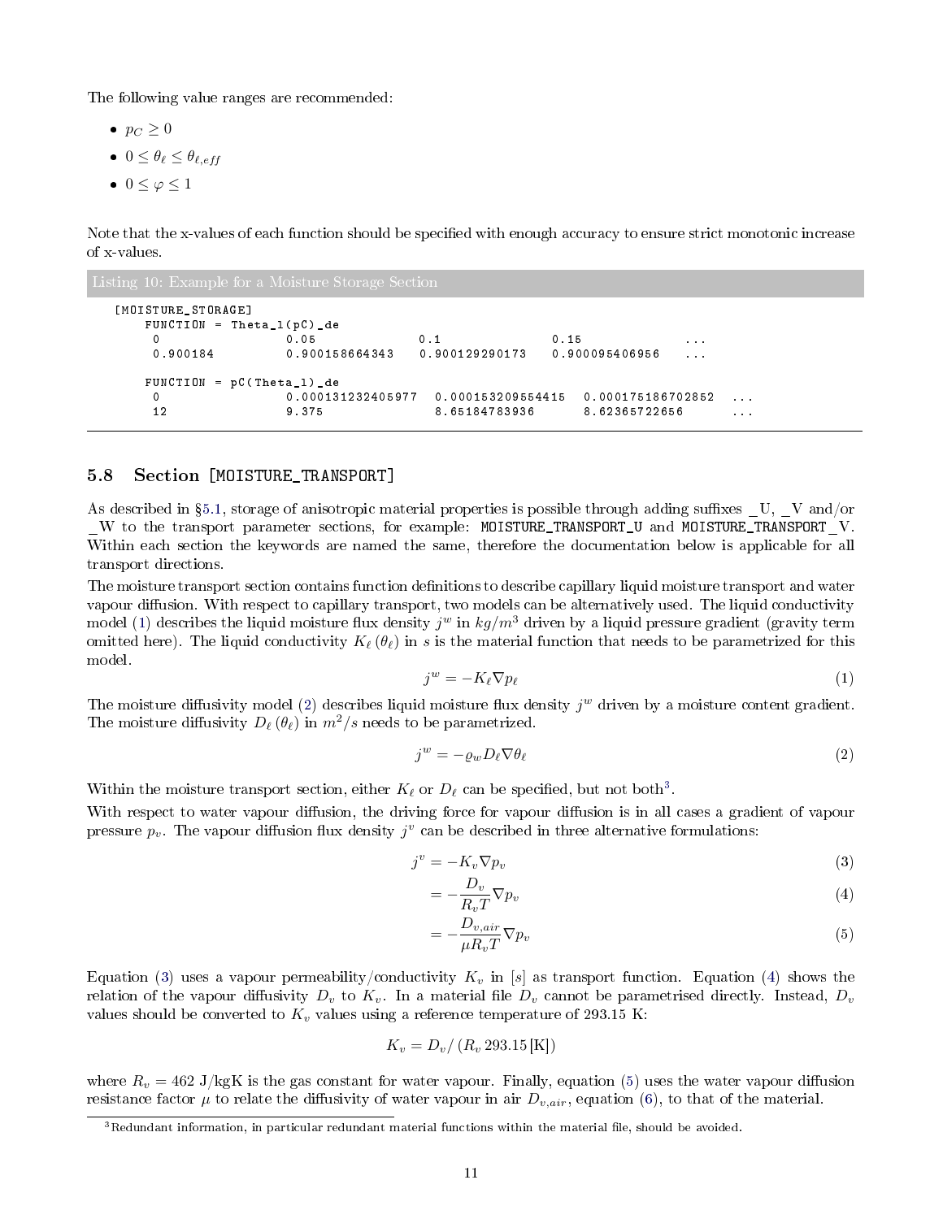The following value ranges are recommended:

- $p_C \geq 0$
- $0 \leq \theta_\ell \leq \theta_{\ell,eff}$
- $0 \leq \varphi \leq 1$

Note that the x-values of each function should be specified with enough accuracy to ensure strict monotonic increase of x-values.

Listing 10: Example for a Moisture Storage Section

```
[MOISTURE_STORAGE]
    FUNCTION = Theta_l(pC)_de
     0              0.05            0.1             0.15            ...
     0.900184       0.900158664343  0.900129290173  0.900095406956  ...

    FUNCTION = pC(Theta_l)_de
     0              0.000131232405977  0.000153209554415  0.000175186702852  ...
     12             9.375              8.65184783936      8.62365722656      ...
```

## 5.8 Section [MOISTURE_TRANSPORT]

As described in §5.1, storage of anisotropic material properties is possible through adding suffixes _U, _V and/or _W to the transport parameter sections, for example: MOISTURE_TRANSPORT_U and MOISTURE_TRANSPORT_V. Within each section the keywords are named the same, therefore the documentation below is applicable for all transport directions.

The moisture transport section contains function definitions to describe capillary liquid moisture transport and water vapour diffusion. With respect to capillary transport, two models can be alternatively used. The liquid conductivity model (1) describes the liquid moisture flux density $j^w$ in $kg/m^3$ driven by a liquid pressure gradient (gravity term omitted here). The liquid conductivity $K_\ell(\theta_\ell)$ in $s$ is the material function that needs to be parametrized for this model.

$$j^w = -K_\ell \nabla p_\ell \tag{1}$$

The moisture diffusivity model (2) describes liquid moisture flux density $j^w$ driven by a moisture content gradient. The moisture diffusivity $D_\ell(\theta_\ell)$ in $m^2/s$ needs to be parametrized.

$$j^w = -\varrho_w D_\ell \nabla \theta_\ell \tag{2}$$

Within the moisture transport section, either $K_\ell$ or $D_\ell$ can be specified, but not both[3].

With respect to water vapour diffusion, the driving force for vapour diffusion is in all cases a gradient of vapour pressure $p_v$. The vapour diffusion flux density $j^v$ can be described in three alternative formulations:

$$j^v = -K_v \nabla p_v \tag{3}$$

$$= -\frac{D_v}{R_v T} \nabla p_v \tag{4}$$

$$= -\frac{D_{v,air}}{\mu R_v T} \nabla p_v \tag{5}$$

Equation (3) uses a vapour permeability/conductivity $K_v$ in $[s]$ as transport function. Equation (4) shows the relation of the vapour diffusivity $D_v$ to $K_v$. In a material file $D_v$ cannot be parametrised directly. Instead, $D_v$ values should be converted to $K_v$ values using a reference temperature of 293.15 K:

$$K_v = D_v / (R_v \, 293.15\,[\text{K}])$$

where $R_v = 462$ J/kgK is the gas constant for water vapour. Finally, equation (5) uses the water vapour diffusion resistance factor $\mu$ to relate the diffusivity of water vapour in air $D_{v,air}$, equation (6), to that of the material.

[3] Redundant information, in particular redundant material functions within the material file, should be avoided.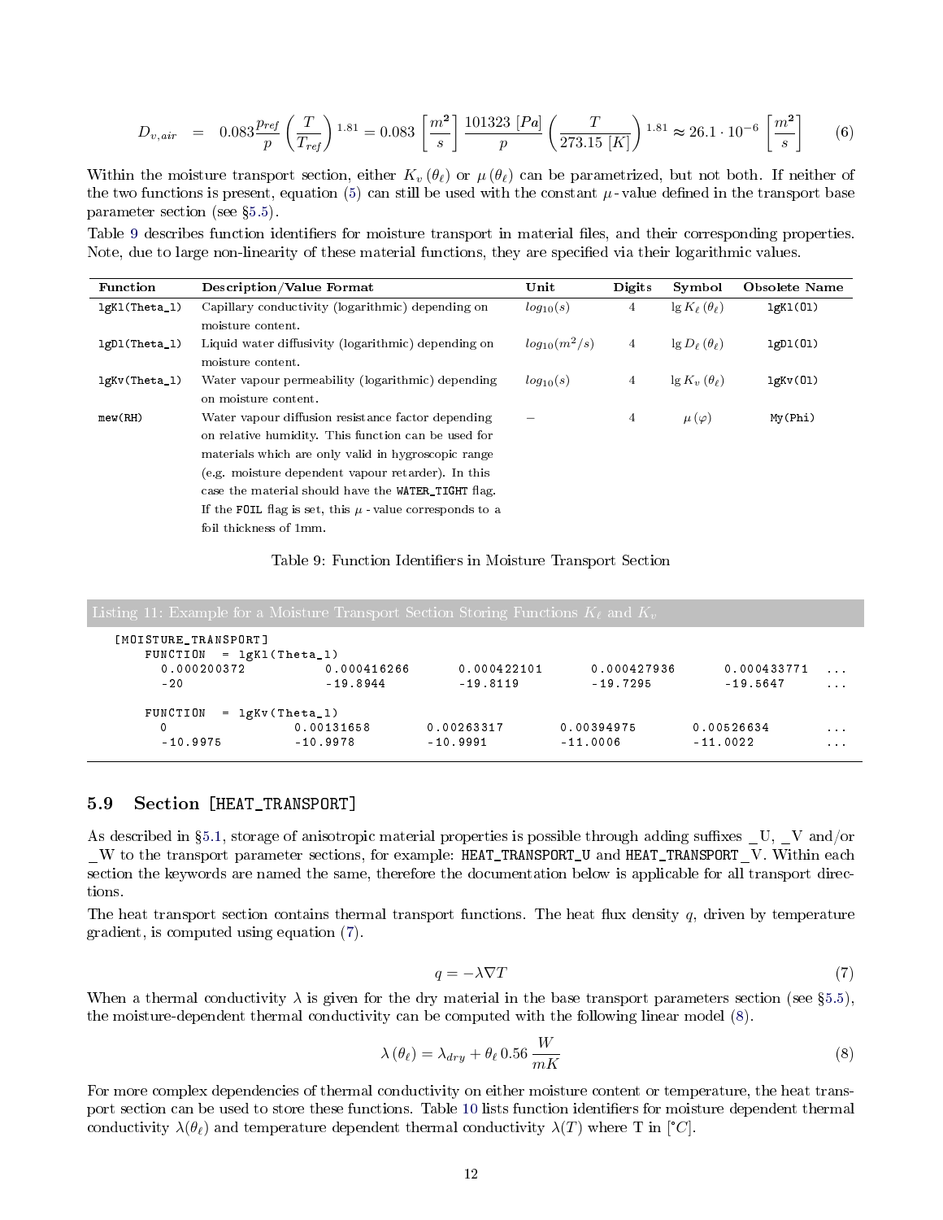$$D_{v,air} = 0.083 \frac{p_{ref}}{p} \left(\frac{T}{T_{ref}}\right)^{1.81} = 0.083 \left[\frac{m^2}{s}\right] \frac{101323\ [Pa]}{p} \left(\frac{T}{273.15\ [K]}\right)^{1.81} \approx 26.1 \cdot 10^{-6} \left[\frac{m^2}{s}\right] \tag{6}$$

Within the moisture transport section, either $K_v(\theta_\ell)$ or $\mu(\theta_\ell)$ can be parametrized, but not both. If neither of the two functions is present, equation (5) can still be used with the constant $\mu$-value defined in the transport base parameter section (see §5.5).

Table 9 describes function identifiers for moisture transport in material files, and their corresponding properties. Note, due to large non-linearity of these material functions, they are specified via their logarithmic values.

| Function | Description/Value Format | Unit | Digits | Symbol | Obsolete Name |
|---|---|---|---|---|---|
| `lgKl(Theta_l)` | Capillary conductivity (logarithmic) depending on moisture content. | $log_{10}(s)$ | 4 | $\lg K_\ell(\theta_\ell)$ | `lgKl(Ol)` |
| `lgDl(Theta_l)` | Liquid water diffusivity (logarithmic) depending on moisture content. | $log_{10}(m^2/s)$ | 4 | $\lg D_\ell(\theta_\ell)$ | `lgDl(Ol)` |
| `lgKv(Theta_l)` | Water vapour permeability (logarithmic) depending on moisture content. | $log_{10}(s)$ | 4 | $\lg K_v(\theta_\ell)$ | `lgKv(Ol)` |
| `mew(RH)` | Water vapour diffusion resistance factor depending on relative humidity. This function can be used for materials which are only valid in hygroscopic range (e.g. moisture dependent vapour retarder). In this case the material should have the `WATER_TIGHT` flag. If the `FOIL` flag is set, this $\mu$-value corresponds to a foil thickness of 1mm. | – | 4 | $\mu(\varphi)$ | `My(Phi)` |

Table 9: Function Identifiers in Moisture Transport Section

Listing 11: Example for a Moisture Transport Section Storing Functions $K_\ell$ and $K_v$

```
[MOISTURE_TRANSPORT]
    FUNCTION  = lgKl(Theta_l)
      0.000200372          0.000416266       0.000422101       0.000427936       0.000433771   ...
      -20                  -19.8944          -19.8119          -19.7295          -19.5647      ...

    FUNCTION  = lgKv(Theta_l)
      0               0.00131658       0.00263317       0.00394975       0.00526634       ...
      -10.9975        -10.9978         -10.9991         -11.0006         -11.0022         ...
```

## 5.9 Section [HEAT_TRANSPORT]

As described in §5.1, storage of anisotropic material properties is possible through adding suffixes _U, _V and/or _W to the transport parameter sections, for example: `HEAT_TRANSPORT_U` and `HEAT_TRANSPORT_V`. Within each section the keywords are named the same, therefore the documentation below is applicable for all transport directions.

The heat transport section contains thermal transport functions. The heat flux density $q$, driven by temperature gradient, is computed using equation (7).

$$q = -\lambda \nabla T \tag{7}$$

When a thermal conductivity $\lambda$ is given for the dry material in the base transport parameters section (see §5.5), the moisture-dependent thermal conductivity can be computed with the following linear model (8).

$$\lambda(\theta_\ell) = \lambda_{dry} + \theta_\ell\, 0.56\, \frac{W}{mK} \tag{8}$$

For more complex dependencies of thermal conductivity on either moisture content or temperature, the heat transport section can be used to store these functions. Table 10 lists function identifiers for moisture dependent thermal conductivity $\lambda(\theta_\ell)$ and temperature dependent thermal conductivity $\lambda(T)$ where T in [°C].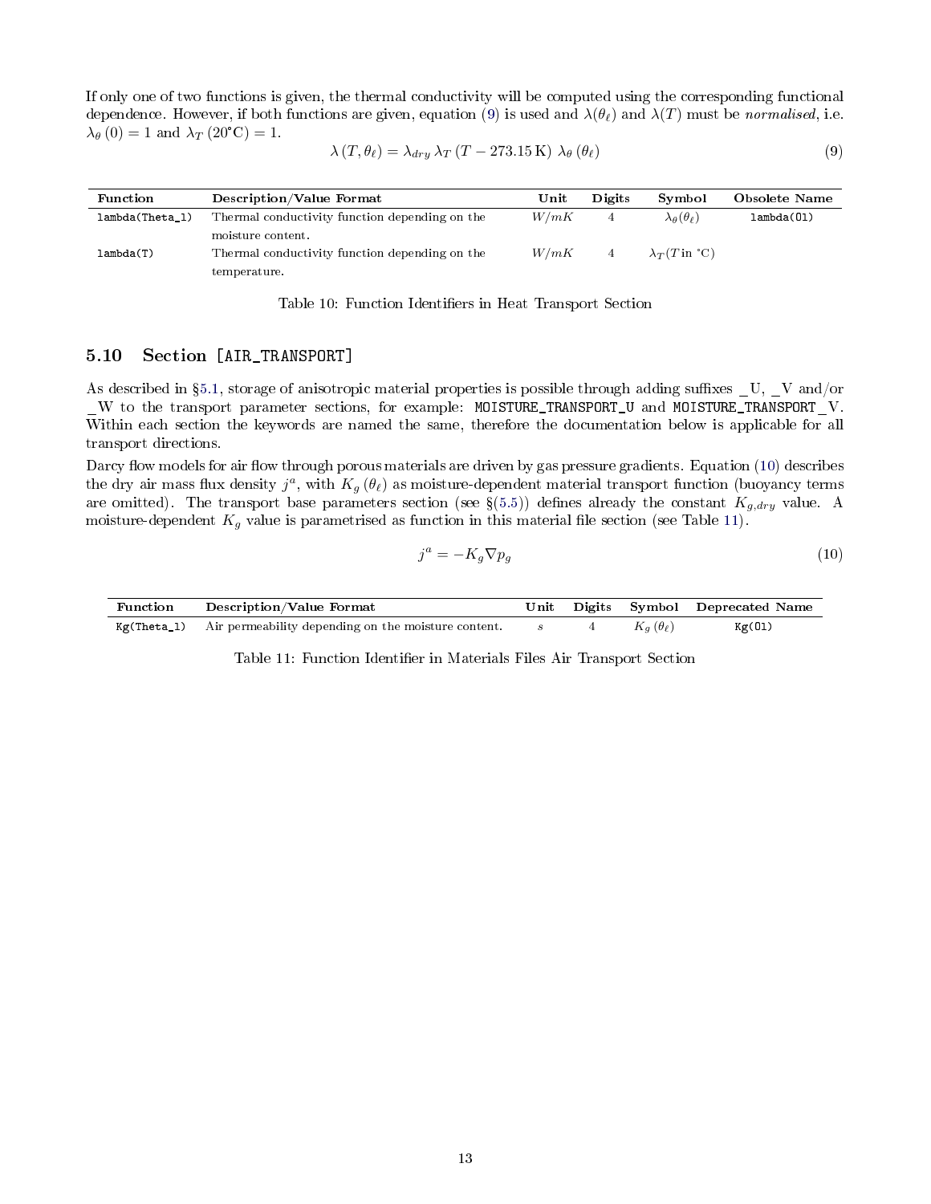If only one of two functions is given, the thermal conductivity will be computed using the corresponding functional dependence. However, if both functions are given, equation (9) is used and $\lambda(\theta_\ell)$ and $\lambda(T)$ must be *normalised*, i.e. $\lambda_\theta(0) = 1$ and $\lambda_T(20°\text{C}) = 1$.

$$\lambda(T, \theta_\ell) = \lambda_{dry}\, \lambda_T (T - 273.15\,\text{K})\, \lambda_\theta(\theta_\ell) \tag{9}$$

| Function | Description/Value Format | Unit | Digits | Symbol | Obsolete Name |
|---|---|---|---|---|---|
| `lambda(Theta_l)` | Thermal conductivity function depending on the moisture content. | $W/mK$ | 4 | $\lambda_\theta(\theta_\ell)$ | `lambda(Ol)` |
| `lambda(T)` | Thermal conductivity function depending on the temperature. | $W/mK$ | 4 | $\lambda_T(T \text{ in } °\text{C})$ | |

Table 10: Function Identifiers in Heat Transport Section

## 5.10 Section [AIR_TRANSPORT]

As described in §5.1, storage of anisotropic material properties is possible through adding suffixes _U, _V and/or _W to the transport parameter sections, for example: MOISTURE_TRANSPORT_U and MOISTURE_TRANSPORT_V. Within each section the keywords are named the same, therefore the documentation below is applicable for all transport directions.

Darcy flow models for air flow through porous materials are driven by gas pressure gradients. Equation (10) describes the dry air mass flux density $j^a$, with $K_g(\theta_\ell)$ as moisture-dependent material transport function (buoyancy terms are omitted). The transport base parameters section (see §(5.5)) defines already the constant $K_{g,dry}$ value. A moisture-dependent $K_g$ value is parametrised as function in this material file section (see Table 11).

$$j^a = -K_g \nabla p_g \tag{10}$$

| Function | Description/Value Format | Unit | Digits | Symbol | Deprecated Name |
|---|---|---|---|---|---|
| `Kg(Theta_l)` | Air permeability depending on the moisture content. | $s$ | 4 | $K_g(\theta_\ell)$ | `Kg(Ol)` |

Table 11: Function Identifier in Materials Files Air Transport Section